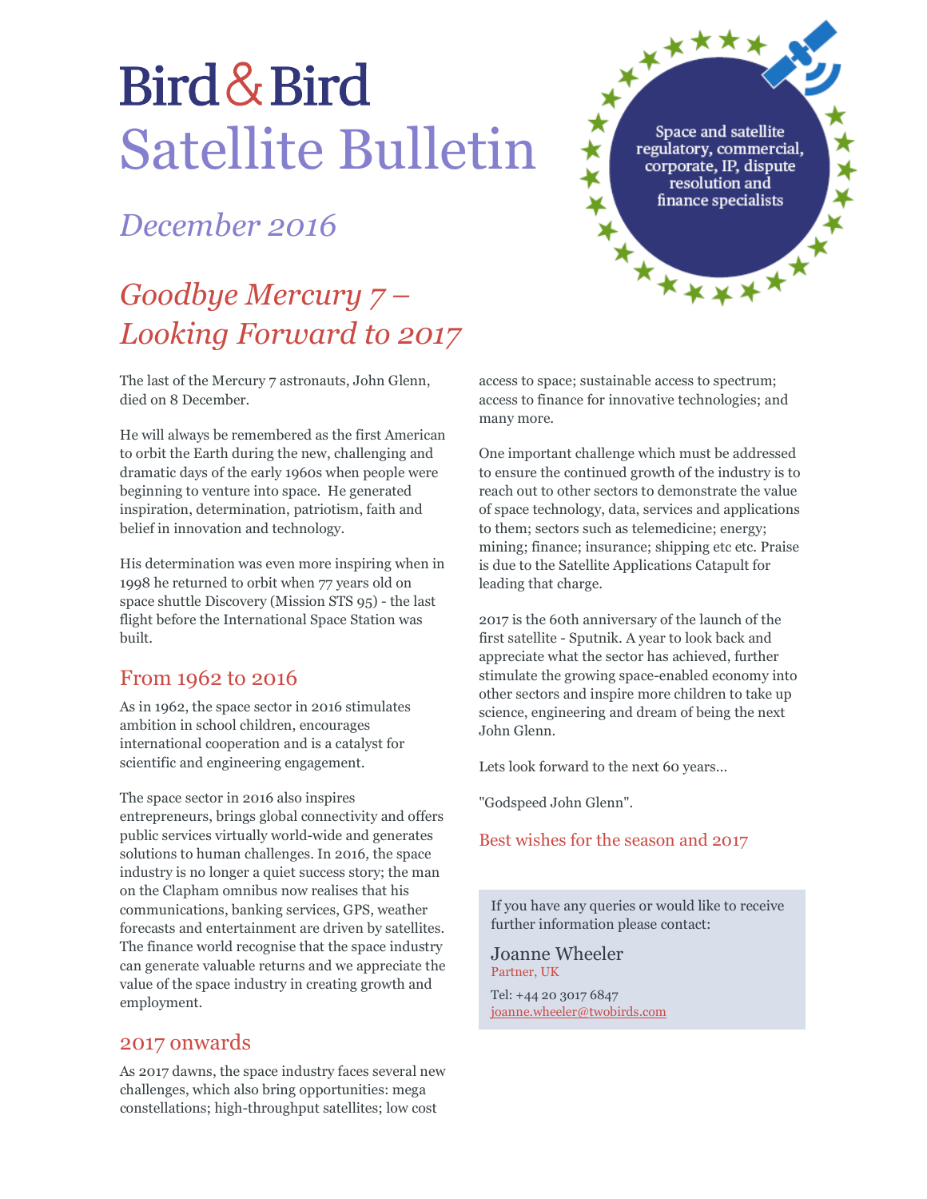# Bird & Bird

# Satellite Bulletin

*December 2016*

Space and satellite regulatory, commercial, corporate, IP, dispute resolution and finance specialists

## *Goodbye Mercury 7 – Looking Forward to 2017*

The last of the Mercury 7 astronauts, John Glenn, died on 8 December.

He will always be remembered as the first American to orbit the Earth during the new, challenging and dramatic days of the early 1960s when people were beginning to venture into space. He generated inspiration, determination, patriotism, faith and belief in innovation and technology.

His determination was even more inspiring when in 1998 he returned to orbit when 77 years old on space shuttle Discovery (Mission STS 95) - the last flight before the International Space Station was built.

### From 1962 to 2016

As in 1962, the space sector in 2016 stimulates ambition in school children, encourages international cooperation and is a catalyst for scientific and engineering engagement.

The space sector in 2016 also inspires entrepreneurs, brings global connectivity and offers public services virtually world-wide and generates solutions to human challenges. In 2016, the space industry is no longer a quiet success story; the man on the Clapham omnibus now realises that his communications, banking services, GPS, weather forecasts and entertainment are driven by satellites. The finance world recognise that the space industry can generate valuable returns and we appreciate the value of the space industry in creating growth and employment.

### 2017 onwards

As 2017 dawns, the space industry faces several new challenges, which also bring opportunities: mega constellations; high-throughput satellites; low cost access to space; sustainable access to spectrum; access to finance for innovative technologies; and many more.

One important challenge which must be addressed to ensure the continued growth of the industry is to reach out to other sectors to demonstrate the value of space technology, data, services and applications to them; sectors such as telemedicine; energy; mining; finance; insurance; shipping etc etc. Praise is due to the Satellite Applications Catapult for leading that charge.

2017 is the 60th anniversary of the launch of the first satellite - Sputnik. A year to look back and appreciate what the sector has achieved, further stimulate the growing space-enabled economy into other sectors and inspire more children to take up science, engineering and dream of being the next John Glenn.

Lets look forward to the next 60 years...

"Godspeed John Glenn".

### Best wishes for the season and 2017

If you have any queries or would like to receive further information please contact:

Joanne Wheeler
Partner, UK

Tel: +44 20 3017 6847
joanne.wheeler@twobirds.com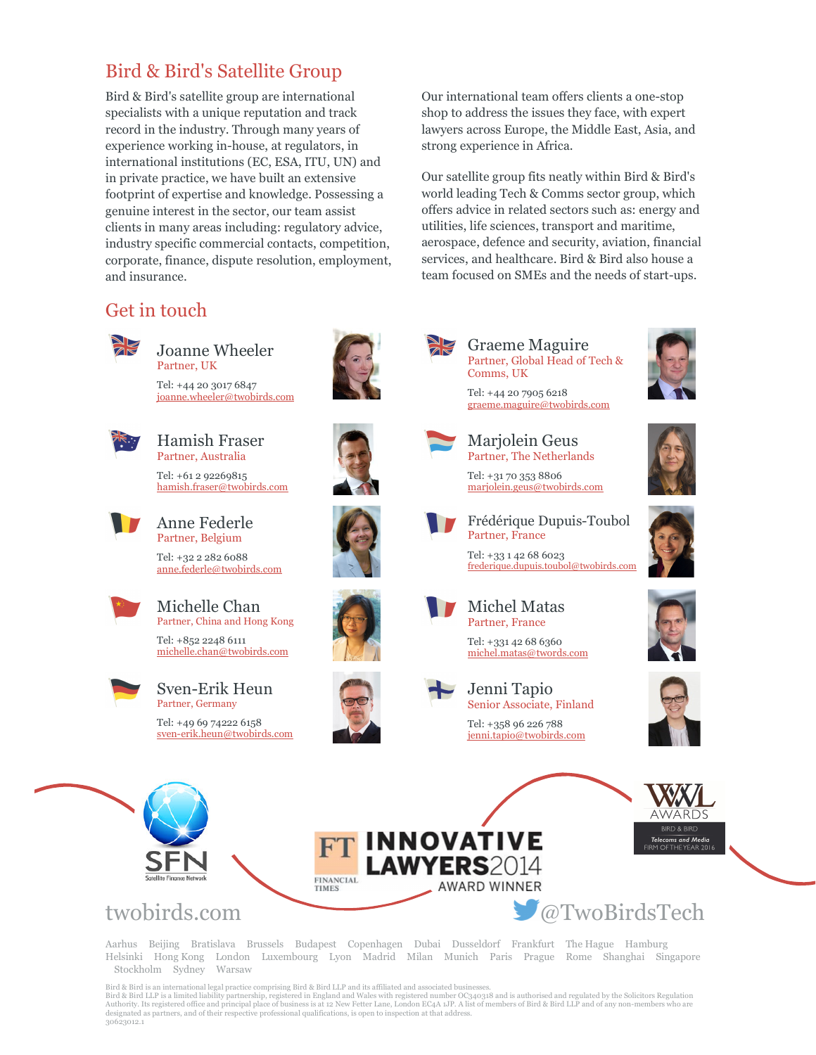## Bird & Bird's Satellite Group

Bird & Bird's satellite group are international specialists with a unique reputation and track record in the industry. Through many years of experience working in-house, at regulators, in international institutions (EC, ESA, ITU, UN) and in private practice, we have built an extensive footprint of expertise and knowledge. Possessing a genuine interest in the sector, our team assist clients in many areas including: regulatory advice, industry specific commercial contacts, competition, corporate, finance, dispute resolution, employment, and insurance.

Our international team offers clients a one-stop shop to address the issues they face, with expert lawyers across Europe, the Middle East, Asia, and strong experience in Africa.

Our satellite group fits neatly within Bird & Bird's world leading Tech & Comms sector group, which offers advice in related sectors such as: energy and utilities, life sciences, transport and maritime, aerospace, defence and security, aviation, financial services, and healthcare. Bird & Bird also house a team focused on SMEs and the needs of start-ups.

## Get in touch

**Joanne Wheeler**
Partner, UK
Tel: +44 20 3017 6847
joanne.wheeler@twobirds.com

**Graeme Maguire**
Partner, Global Head of Tech & Comms, UK
Tel: +44 20 7905 6218
graeme.maguire@twobirds.com

**Hamish Fraser**
Partner, Australia
Tel: +61 2 92269815
hamish.fraser@twobirds.com

**Marjolein Geus**
Partner, The Netherlands
Tel: +31 70 353 8806
marjolein.geus@twobirds.com

**Anne Federle**
Partner, Belgium
Tel: +32 2 282 6088
anne.federle@twobirds.com

**Frédérique Dupuis-Toubol**
Partner, France
Tel: +33 1 42 68 6023
frederique.dupuis.toubol@twobirds.com

**Michelle Chan**
Partner, China and Hong Kong
Tel: +852 2248 6111
michelle.chan@twobirds.com

**Michel Matas**
Partner, France
Tel: +331 42 68 6360
michel.matas@twords.com

**Sven-Erik Heun**
Partner, Germany
Tel: +49 69 74222 6158
sven-erik.heun@twobirds.com

**Jenni Tapio**
Senior Associate, Finland
Tel: +358 96 226 788
jenni.tapio@twobirds.com

SFN Satellite Finance Network

FT Financial Times INNOVATIVE LAWYERS2014 AWARD WINNER

WWL AWARDS BIRD & BIRD Telecoms and Media FIRM OF THE YEAR 2016

twobirds.com

@TwoBirdsTech

Aarhus Beijing Bratislava Brussels Budapest Copenhagen Dubai Dusseldorf Frankfurt The Hague Hamburg Helsinki Hong Kong London Luxembourg Lyon Madrid Milan Munich Paris Prague Rome Shanghai Singapore Stockholm Sydney Warsaw

Bird & Bird is an international legal practice comprising Bird & Bird LLP and its affiliated and associated businesses.
Bird & Bird LLP is a limited liability partnership, registered in England and Wales with registered number OC340318 and is authorised and regulated by the Solicitors Regulation Authority. Its registered office and principal place of business is at 12 New Fetter Lane, London EC4A 1JP. A list of members of Bird & Bird LLP and of any non-members who are designated as partners, and of their respective professional qualifications, is open to inspection at that address.
30623012.1